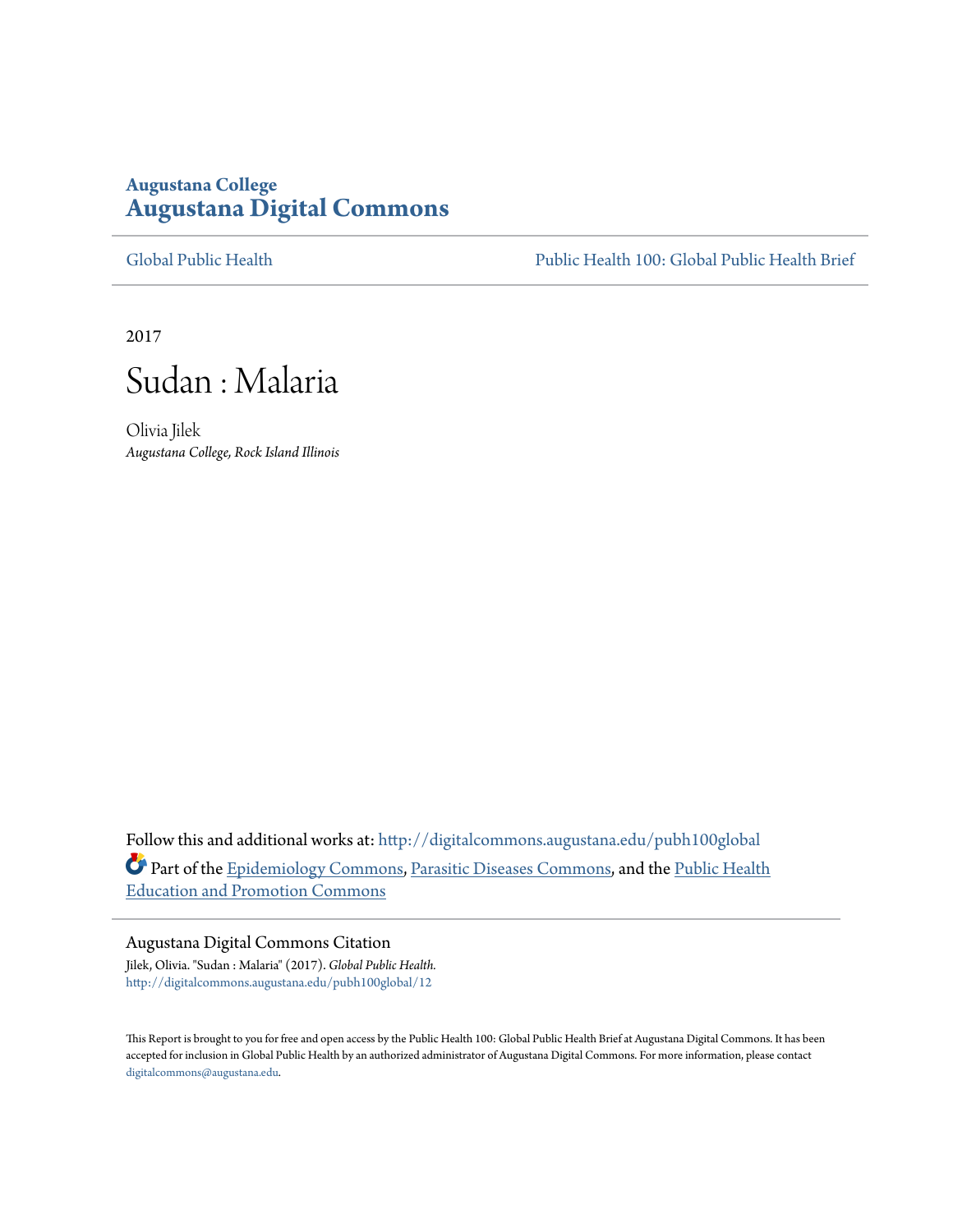**Augustana College**
# Augustana Digital Commons

Global Public Health | Public Health 100: Global Public Health Brief

2017

# Sudan : Malaria

Olivia Jilek
*Augustana College, Rock Island Illinois*

Follow this and additional works at: http://digitalcommons.augustana.edu/pubh100global

Part of the Epidemiology Commons, Parasitic Diseases Commons, and the Public Health Education and Promotion Commons

## Augustana Digital Commons Citation

Jilek, Olivia. "Sudan : Malaria" (2017). *Global Public Health.*
http://digitalcommons.augustana.edu/pubh100global/12

This Report is brought to you for free and open access by the Public Health 100: Global Public Health Brief at Augustana Digital Commons. It has been accepted for inclusion in Global Public Health by an authorized administrator of Augustana Digital Commons. For more information, please contact digitalcommons@augustana.edu.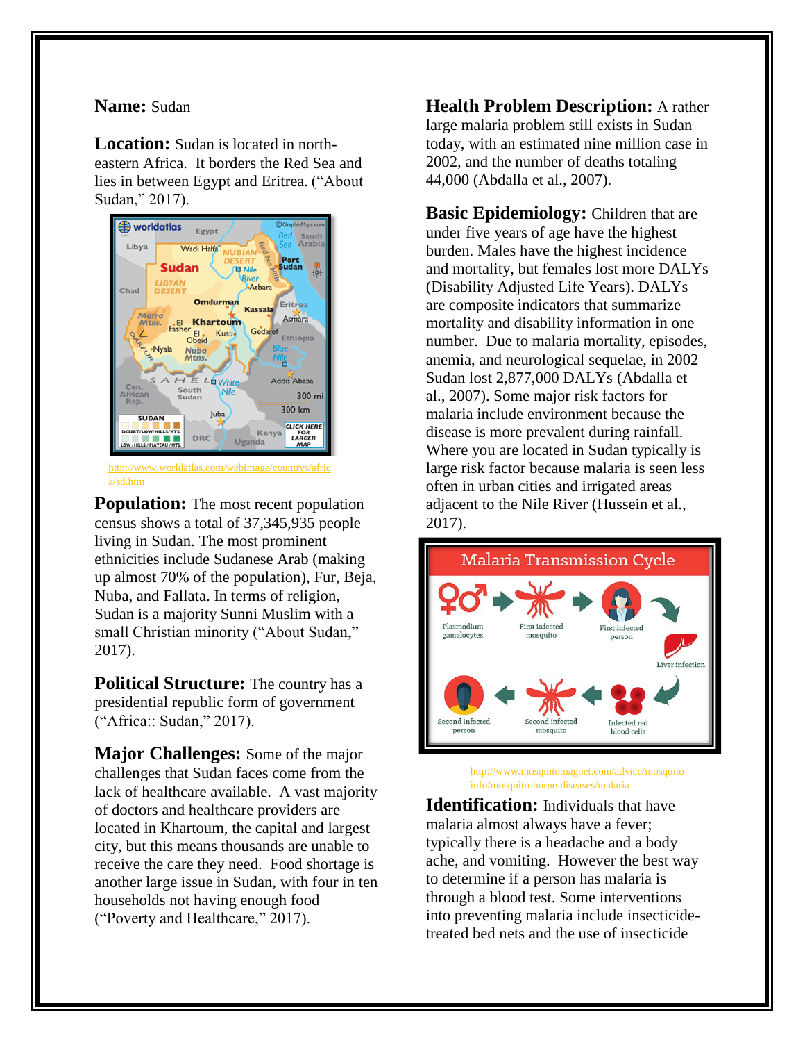**Name:** Sudan

**Location:** Sudan is located in north-eastern Africa. It borders the Red Sea and lies in between Egypt and Eritrea. ("About Sudan," 2017).

http://www.worldatlas.com/webimage/countrys/africa/sd.htm

**Population:** The most recent population census shows a total of 37,345,935 people living in Sudan. The most prominent ethnicities include Sudanese Arab (making up almost 70% of the population), Fur, Beja, Nuba, and Fallata. In terms of religion, Sudan is a majority Sunni Muslim with a small Christian minority ("About Sudan," 2017).

**Political Structure:** The country has a presidential republic form of government ("Africa:: Sudan," 2017).

**Major Challenges:** Some of the major challenges that Sudan faces come from the lack of healthcare available. A vast majority of doctors and healthcare providers are located in Khartoum, the capital and largest city, but this means thousands are unable to receive the care they need. Food shortage is another large issue in Sudan, with four in ten households not having enough food ("Poverty and Healthcare," 2017).

**Health Problem Description:** A rather large malaria problem still exists in Sudan today, with an estimated nine million case in 2002, and the number of deaths totaling 44,000 (Abdalla et al., 2007).

**Basic Epidemiology:** Children that are under five years of age have the highest burden. Males have the highest incidence and mortality, but females lost more DALYs (Disability Adjusted Life Years). DALYs are composite indicators that summarize mortality and disability information in one number. Due to malaria mortality, episodes, anemia, and neurological sequelae, in 2002 Sudan lost 2,877,000 DALYs (Abdalla et al., 2007). Some major risk factors for malaria include environment because the disease is more prevalent during rainfall. Where you are located in Sudan typically is large risk factor because malaria is seen less often in urban cities and irrigated areas adjacent to the Nile River (Hussein et al., 2017).

http://www.mosquitomagnet.com/advice/mosquito-info/mosquito-borne-diseases/malaria

**Identification:** Individuals that have malaria almost always have a fever; typically there is a headache and a body ache, and vomiting. However the best way to determine if a person has malaria is through a blood test. Some interventions into preventing malaria include insecticide-treated bed nets and the use of insecticide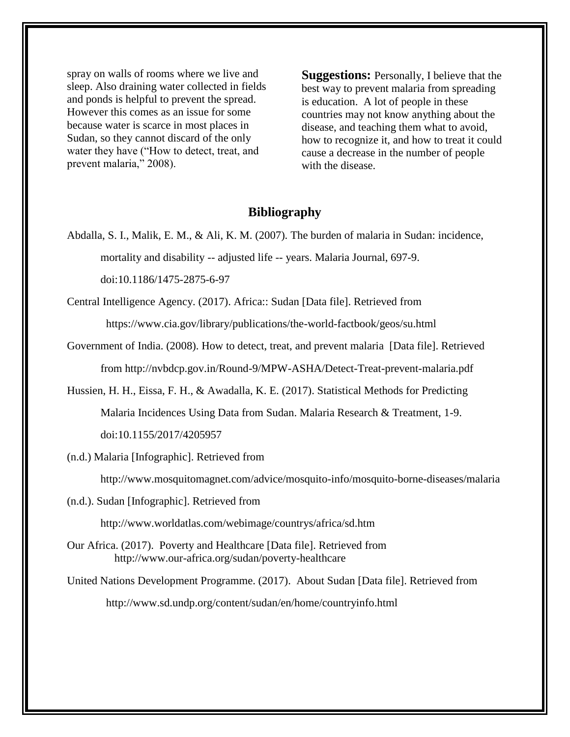spray on walls of rooms where we live and sleep. Also draining water collected in fields and ponds is helpful to prevent the spread. However this comes as an issue for some because water is scarce in most places in Sudan, so they cannot discard of the only water they have ("How to detect, treat, and prevent malaria," 2008).

**Suggestions:** Personally, I believe that the best way to prevent malaria from spreading is education. A lot of people in these countries may not know anything about the disease, and teaching them what to avoid, how to recognize it, and how to treat it could cause a decrease in the number of people with the disease.

## Bibliography

Abdalla, S. I., Malik, E. M., & Ali, K. M. (2007). The burden of malaria in Sudan: incidence, mortality and disability -- adjusted life -- years. Malaria Journal, 697-9. doi:10.1186/1475-2875-6-97

Central Intelligence Agency. (2017). Africa:: Sudan [Data file]. Retrieved from https://www.cia.gov/library/publications/the-world-factbook/geos/su.html

Government of India. (2008). How to detect, treat, and prevent malaria [Data file]. Retrieved from http://nvbdcp.gov.in/Round-9/MPW-ASHA/Detect-Treat-prevent-malaria.pdf

Hussien, H. H., Eissa, F. H., & Awadalla, K. E. (2017). Statistical Methods for Predicting Malaria Incidences Using Data from Sudan. Malaria Research & Treatment, 1-9. doi:10.1155/2017/4205957

(n.d.) Malaria [Infographic]. Retrieved from http://www.mosquitomagnet.com/advice/mosquito-info/mosquito-borne-diseases/malaria

(n.d.). Sudan [Infographic]. Retrieved from http://www.worldatlas.com/webimage/countrys/africa/sd.htm

Our Africa. (2017). Poverty and Healthcare [Data file]. Retrieved from http://www.our-africa.org/sudan/poverty-healthcare

United Nations Development Programme. (2017). About Sudan [Data file]. Retrieved from http://www.sd.undp.org/content/sudan/en/home/countryinfo.html